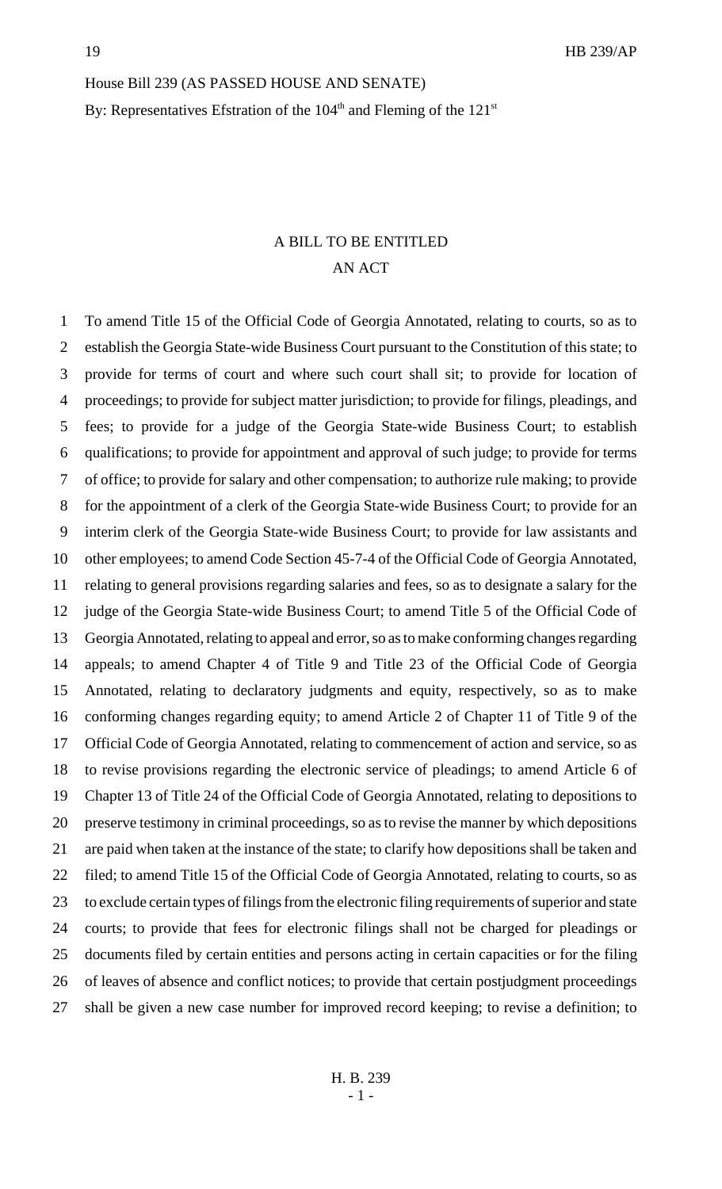House Bill 239 (AS PASSED HOUSE AND SENATE)

By: Representatives Efstration of the 104th and Fleming of the 121st

A BILL TO BE ENTITLED

AN ACT

To amend Title 15 of the Official Code of Georgia Annotated, relating to courts, so as to establish the Georgia State-wide Business Court pursuant to the Constitution of this state; to provide for terms of court and where such court shall sit; to provide for location of proceedings; to provide for subject matter jurisdiction; to provide for filings, pleadings, and fees; to provide for a judge of the Georgia State-wide Business Court; to establish qualifications; to provide for appointment and approval of such judge; to provide for terms of office; to provide for salary and other compensation; to authorize rule making; to provide for the appointment of a clerk of the Georgia State-wide Business Court; to provide for an interim clerk of the Georgia State-wide Business Court; to provide for law assistants and other employees; to amend Code Section 45-7-4 of the Official Code of Georgia Annotated, relating to general provisions regarding salaries and fees, so as to designate a salary for the judge of the Georgia State-wide Business Court; to amend Title 5 of the Official Code of Georgia Annotated, relating to appeal and error, so as to make conforming changes regarding appeals; to amend Chapter 4 of Title 9 and Title 23 of the Official Code of Georgia Annotated, relating to declaratory judgments and equity, respectively, so as to make conforming changes regarding equity; to amend Article 2 of Chapter 11 of Title 9 of the Official Code of Georgia Annotated, relating to commencement of action and service, so as to revise provisions regarding the electronic service of pleadings; to amend Article 6 of Chapter 13 of Title 24 of the Official Code of Georgia Annotated, relating to depositions to preserve testimony in criminal proceedings, so as to revise the manner by which depositions are paid when taken at the instance of the state; to clarify how depositions shall be taken and filed; to amend Title 15 of the Official Code of Georgia Annotated, relating to courts, so as to exclude certain types of filings from the electronic filing requirements of superior and state courts; to provide that fees for electronic filings shall not be charged for pleadings or documents filed by certain entities and persons acting in certain capacities or for the filing of leaves of absence and conflict notices; to provide that certain postjudgment proceedings shall be given a new case number for improved record keeping; to revise a definition; to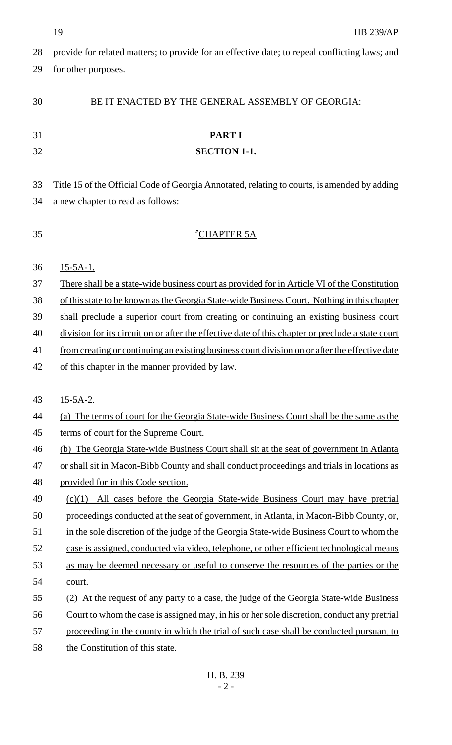provide for related matters; to provide for an effective date; to repeal conflicting laws; and for other purposes.

BE IT ENACTED BY THE GENERAL ASSEMBLY OF GEORGIA:

**PART I**

**SECTION 1-1.**

Title 15 of the Official Code of Georgia Annotated, relating to courts, is amended by adding a new chapter to read as follows:

"CHAPTER 5A

15-5A-1.

There shall be a state-wide business court as provided for in Article VI of the Constitution of this state to be known as the Georgia State-wide Business Court. Nothing in this chapter shall preclude a superior court from creating or continuing an existing business court division for its circuit on or after the effective date of this chapter or preclude a state court from creating or continuing an existing business court division on or after the effective date of this chapter in the manner provided by law.

15-5A-2.

(a) The terms of court for the Georgia State-wide Business Court shall be the same as the terms of court for the Supreme Court.

(b) The Georgia State-wide Business Court shall sit at the seat of government in Atlanta or shall sit in Macon-Bibb County and shall conduct proceedings and trials in locations as provided for in this Code section.

(c)(1) All cases before the Georgia State-wide Business Court may have pretrial proceedings conducted at the seat of government, in Atlanta, in Macon-Bibb County, or, in the sole discretion of the judge of the Georgia State-wide Business Court to whom the case is assigned, conducted via video, telephone, or other efficient technological means as may be deemed necessary or useful to conserve the resources of the parties or the court.

(2) At the request of any party to a case, the judge of the Georgia State-wide Business Court to whom the case is assigned may, in his or her sole discretion, conduct any pretrial proceeding in the county in which the trial of such case shall be conducted pursuant to the Constitution of this state.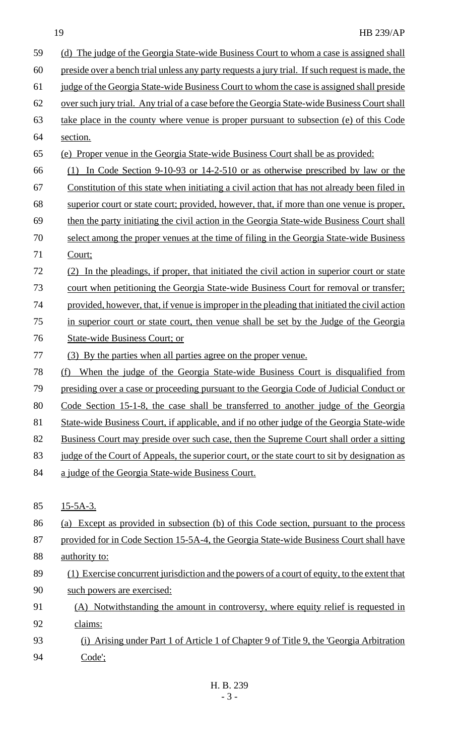(d) The judge of the Georgia State-wide Business Court to whom a case is assigned shall preside over a bench trial unless any party requests a jury trial. If such request is made, the judge of the Georgia State-wide Business Court to whom the case is assigned shall preside over such jury trial. Any trial of a case before the Georgia State-wide Business Court shall take place in the county where venue is proper pursuant to subsection (e) of this Code section.

(e) Proper venue in the Georgia State-wide Business Court shall be as provided:

(1) In Code Section 9-10-93 or 14-2-510 or as otherwise prescribed by law or the Constitution of this state when initiating a civil action that has not already been filed in superior court or state court; provided, however, that, if more than one venue is proper, then the party initiating the civil action in the Georgia State-wide Business Court shall select among the proper venues at the time of filing in the Georgia State-wide Business Court;

(2) In the pleadings, if proper, that initiated the civil action in superior court or state court when petitioning the Georgia State-wide Business Court for removal or transfer; provided, however, that, if venue is improper in the pleading that initiated the civil action in superior court or state court, then venue shall be set by the Judge of the Georgia State-wide Business Court; or

(3) By the parties when all parties agree on the proper venue.

(f) When the judge of the Georgia State-wide Business Court is disqualified from presiding over a case or proceeding pursuant to the Georgia Code of Judicial Conduct or Code Section 15-1-8, the case shall be transferred to another judge of the Georgia State-wide Business Court, if applicable, and if no other judge of the Georgia State-wide Business Court may preside over such case, then the Supreme Court shall order a sitting judge of the Court of Appeals, the superior court, or the state court to sit by designation as a judge of the Georgia State-wide Business Court.

15-5A-3.

(a) Except as provided in subsection (b) of this Code section, pursuant to the process provided for in Code Section 15-5A-4, the Georgia State-wide Business Court shall have authority to:

(1) Exercise concurrent jurisdiction and the powers of a court of equity, to the extent that such powers are exercised:

(A) Notwithstanding the amount in controversy, where equity relief is requested in claims:

(i) Arising under Part 1 of Article 1 of Chapter 9 of Title 9, the 'Georgia Arbitration Code';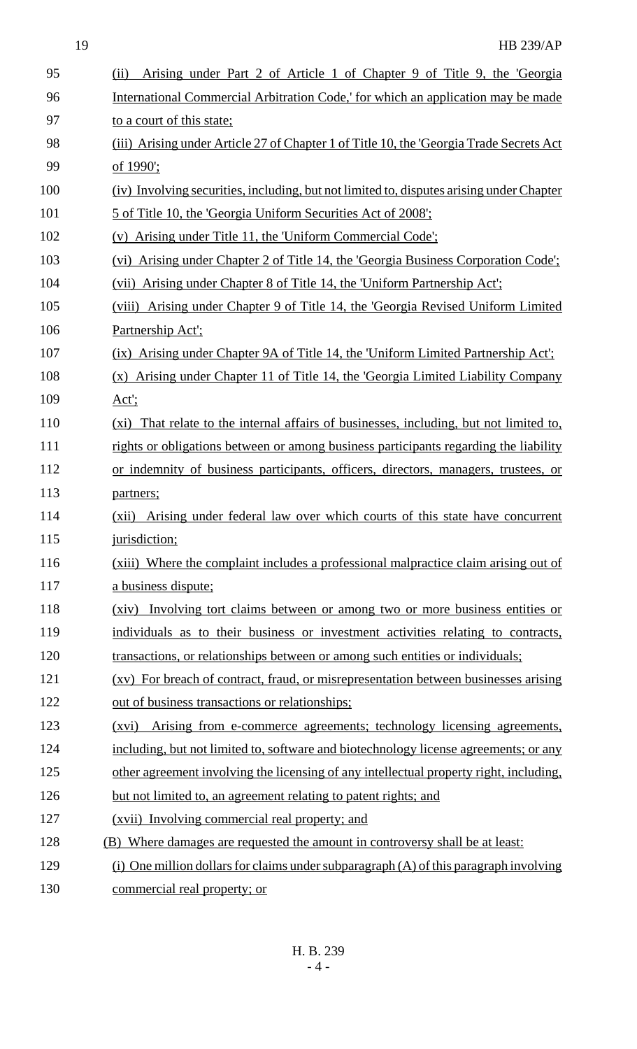95 (ii) Arising under Part 2 of Article 1 of Chapter 9 of Title 9, the 'Georgia
96 International Commercial Arbitration Code,' for which an application may be made
97 to a court of this state;
98 (iii) Arising under Article 27 of Chapter 1 of Title 10, the 'Georgia Trade Secrets Act
99 of 1990';
100 (iv) Involving securities, including, but not limited to, disputes arising under Chapter
101 5 of Title 10, the 'Georgia Uniform Securities Act of 2008';
102 (v) Arising under Title 11, the 'Uniform Commercial Code';
103 (vi) Arising under Chapter 2 of Title 14, the 'Georgia Business Corporation Code';
104 (vii) Arising under Chapter 8 of Title 14, the 'Uniform Partnership Act';
105 (viii) Arising under Chapter 9 of Title 14, the 'Georgia Revised Uniform Limited
106 Partnership Act';
107 (ix) Arising under Chapter 9A of Title 14, the 'Uniform Limited Partnership Act';
108 (x) Arising under Chapter 11 of Title 14, the 'Georgia Limited Liability Company
109 Act';
110 (xi) That relate to the internal affairs of businesses, including, but not limited to,
111 rights or obligations between or among business participants regarding the liability
112 or indemnity of business participants, officers, directors, managers, trustees, or
113 partners;
114 (xii) Arising under federal law over which courts of this state have concurrent
115 jurisdiction;
116 (xiii) Where the complaint includes a professional malpractice claim arising out of
117 a business dispute;
118 (xiv) Involving tort claims between or among two or more business entities or
119 individuals as to their business or investment activities relating to contracts,
120 transactions, or relationships between or among such entities or individuals;
121 (xv) For breach of contract, fraud, or misrepresentation between businesses arising
122 out of business transactions or relationships;
123 (xvi) Arising from e-commerce agreements; technology licensing agreements,
124 including, but not limited to, software and biotechnology license agreements; or any
125 other agreement involving the licensing of any intellectual property right, including,
126 but not limited to, an agreement relating to patent rights; and
127 (xvii) Involving commercial real property; and
128 (B) Where damages are requested the amount in controversy shall be at least:
129 (i) One million dollars for claims under subparagraph (A) of this paragraph involving
130 commercial real property; or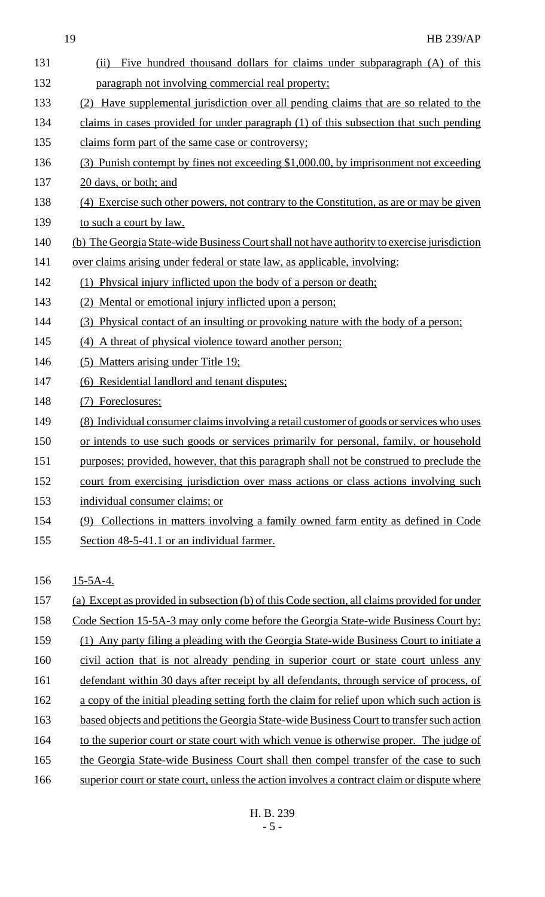(ii) Five hundred thousand dollars for claims under subparagraph (A) of this paragraph not involving commercial real property;

(2) Have supplemental jurisdiction over all pending claims that are so related to the claims in cases provided for under paragraph (1) of this subsection that such pending claims form part of the same case or controversy;

(3) Punish contempt by fines not exceeding $1,000.00, by imprisonment not exceeding 20 days, or both; and

(4) Exercise such other powers, not contrary to the Constitution, as are or may be given to such a court by law.

(b) The Georgia State-wide Business Court shall not have authority to exercise jurisdiction over claims arising under federal or state law, as applicable, involving:

(1) Physical injury inflicted upon the body of a person or death;

(2) Mental or emotional injury inflicted upon a person;

(3) Physical contact of an insulting or provoking nature with the body of a person;

(4) A threat of physical violence toward another person;

(5) Matters arising under Title 19;

(6) Residential landlord and tenant disputes;

(7) Foreclosures;

(8) Individual consumer claims involving a retail customer of goods or services who uses or intends to use such goods or services primarily for personal, family, or household purposes; provided, however, that this paragraph shall not be construed to preclude the court from exercising jurisdiction over mass actions or class actions involving such individual consumer claims; or

(9) Collections in matters involving a family owned farm entity as defined in Code Section 48-5-41.1 or an individual farmer.

15-5A-4.

(a) Except as provided in subsection (b) of this Code section, all claims provided for under Code Section 15-5A-3 may only come before the Georgia State-wide Business Court by:

(1) Any party filing a pleading with the Georgia State-wide Business Court to initiate a civil action that is not already pending in superior court or state court unless any defendant within 30 days after receipt by all defendants, through service of process, of a copy of the initial pleading setting forth the claim for relief upon which such action is based objects and petitions the Georgia State-wide Business Court to transfer such action to the superior court or state court with which venue is otherwise proper. The judge of the Georgia State-wide Business Court shall then compel transfer of the case to such superior court or state court, unless the action involves a contract claim or dispute where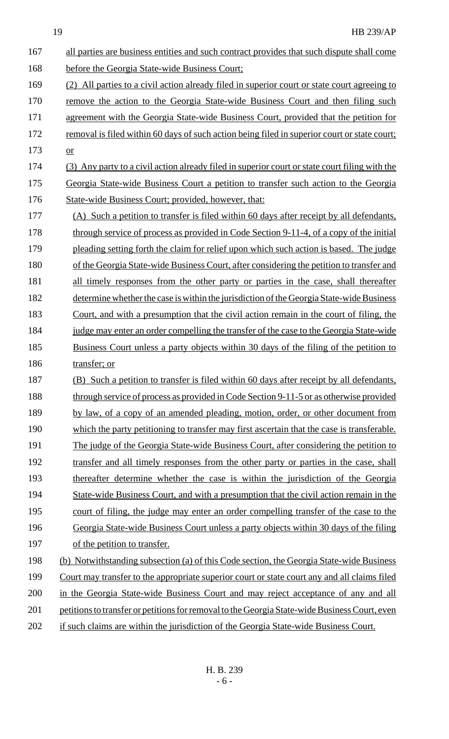all parties are business entities and such contract provides that such dispute shall come before the Georgia State-wide Business Court;

(2) All parties to a civil action already filed in superior court or state court agreeing to remove the action to the Georgia State-wide Business Court and then filing such agreement with the Georgia State-wide Business Court, provided that the petition for removal is filed within 60 days of such action being filed in superior court or state court; or

(3) Any party to a civil action already filed in superior court or state court filing with the Georgia State-wide Business Court a petition to transfer such action to the Georgia State-wide Business Court; provided, however, that:

(A) Such a petition to transfer is filed within 60 days after receipt by all defendants, through service of process as provided in Code Section 9-11-4, of a copy of the initial pleading setting forth the claim for relief upon which such action is based. The judge of the Georgia State-wide Business Court, after considering the petition to transfer and all timely responses from the other party or parties in the case, shall thereafter determine whether the case is within the jurisdiction of the Georgia State-wide Business Court, and with a presumption that the civil action remain in the court of filing, the judge may enter an order compelling the transfer of the case to the Georgia State-wide Business Court unless a party objects within 30 days of the filing of the petition to transfer; or

(B) Such a petition to transfer is filed within 60 days after receipt by all defendants, through service of process as provided in Code Section 9-11-5 or as otherwise provided by law, of a copy of an amended pleading, motion, order, or other document from which the party petitioning to transfer may first ascertain that the case is transferable. The judge of the Georgia State-wide Business Court, after considering the petition to transfer and all timely responses from the other party or parties in the case, shall thereafter determine whether the case is within the jurisdiction of the Georgia State-wide Business Court, and with a presumption that the civil action remain in the court of filing, the judge may enter an order compelling transfer of the case to the Georgia State-wide Business Court unless a party objects within 30 days of the filing of the petition to transfer.

(b) Notwithstanding subsection (a) of this Code section, the Georgia State-wide Business Court may transfer to the appropriate superior court or state court any and all claims filed in the Georgia State-wide Business Court and may reject acceptance of any and all petitions to transfer or petitions for removal to the Georgia State-wide Business Court, even if such claims are within the jurisdiction of the Georgia State-wide Business Court.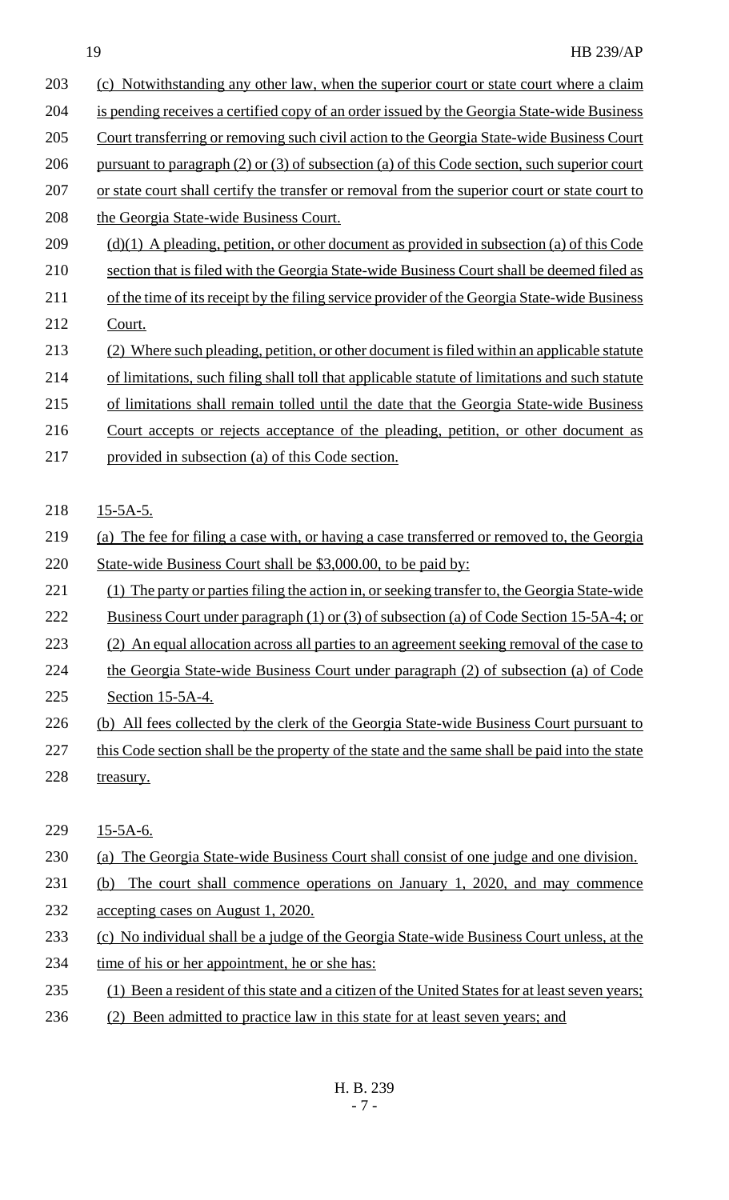(c) Notwithstanding any other law, when the superior court or state court where a claim is pending receives a certified copy of an order issued by the Georgia State-wide Business Court transferring or removing such civil action to the Georgia State-wide Business Court pursuant to paragraph (2) or (3) of subsection (a) of this Code section, such superior court or state court shall certify the transfer or removal from the superior court or state court to the Georgia State-wide Business Court.

(d)(1) A pleading, petition, or other document as provided in subsection (a) of this Code section that is filed with the Georgia State-wide Business Court shall be deemed filed as of the time of its receipt by the filing service provider of the Georgia State-wide Business Court.

(2) Where such pleading, petition, or other document is filed within an applicable statute of limitations, such filing shall toll that applicable statute of limitations and such statute of limitations shall remain tolled until the date that the Georgia State-wide Business Court accepts or rejects acceptance of the pleading, petition, or other document as provided in subsection (a) of this Code section.

15-5A-5.

(a) The fee for filing a case with, or having a case transferred or removed to, the Georgia State-wide Business Court shall be $3,000.00, to be paid by:

(1) The party or parties filing the action in, or seeking transfer to, the Georgia State-wide Business Court under paragraph (1) or (3) of subsection (a) of Code Section 15-5A-4; or

(2) An equal allocation across all parties to an agreement seeking removal of the case to the Georgia State-wide Business Court under paragraph (2) of subsection (a) of Code Section 15-5A-4.

(b) All fees collected by the clerk of the Georgia State-wide Business Court pursuant to this Code section shall be the property of the state and the same shall be paid into the state treasury.

15-5A-6.

(a) The Georgia State-wide Business Court shall consist of one judge and one division.

(b) The court shall commence operations on January 1, 2020, and may commence accepting cases on August 1, 2020.

(c) No individual shall be a judge of the Georgia State-wide Business Court unless, at the time of his or her appointment, he or she has:

(1) Been a resident of this state and a citizen of the United States for at least seven years;

(2) Been admitted to practice law in this state for at least seven years; and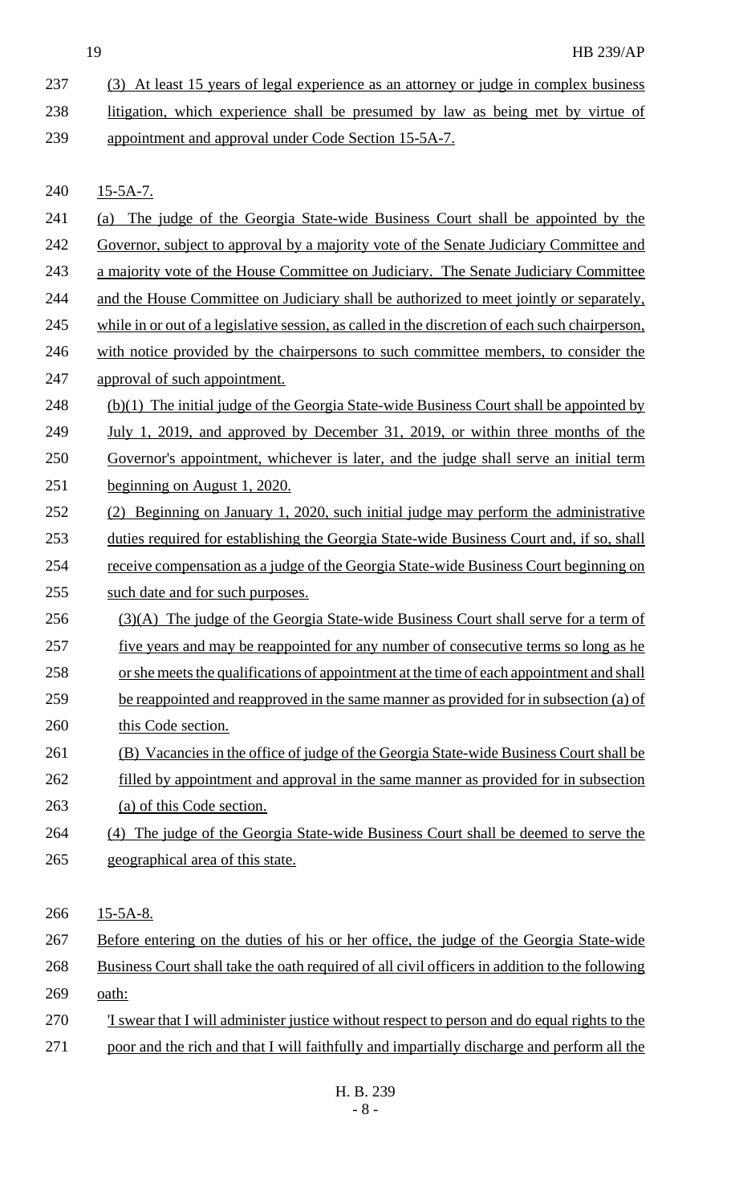(3) At least 15 years of legal experience as an attorney or judge in complex business litigation, which experience shall be presumed by law as being met by virtue of appointment and approval under Code Section 15-5A-7.

15-5A-7.

(a) The judge of the Georgia State-wide Business Court shall be appointed by the Governor, subject to approval by a majority vote of the Senate Judiciary Committee and a majority vote of the House Committee on Judiciary. The Senate Judiciary Committee and the House Committee on Judiciary shall be authorized to meet jointly or separately, while in or out of a legislative session, as called in the discretion of each such chairperson, with notice provided by the chairpersons to such committee members, to consider the approval of such appointment.

(b)(1) The initial judge of the Georgia State-wide Business Court shall be appointed by July 1, 2019, and approved by December 31, 2019, or within three months of the Governor's appointment, whichever is later, and the judge shall serve an initial term beginning on August 1, 2020.

(2) Beginning on January 1, 2020, such initial judge may perform the administrative duties required for establishing the Georgia State-wide Business Court and, if so, shall receive compensation as a judge of the Georgia State-wide Business Court beginning on such date and for such purposes.

(3)(A) The judge of the Georgia State-wide Business Court shall serve for a term of five years and may be reappointed for any number of consecutive terms so long as he or she meets the qualifications of appointment at the time of each appointment and shall be reappointed and reapproved in the same manner as provided for in subsection (a) of this Code section.

(B) Vacancies in the office of judge of the Georgia State-wide Business Court shall be filled by appointment and approval in the same manner as provided for in subsection (a) of this Code section.

(4) The judge of the Georgia State-wide Business Court shall be deemed to serve the geographical area of this state.

15-5A-8.

Before entering on the duties of his or her office, the judge of the Georgia State-wide Business Court shall take the oath required of all civil officers in addition to the following oath:

'I swear that I will administer justice without respect to person and do equal rights to the poor and the rich and that I will faithfully and impartially discharge and perform all the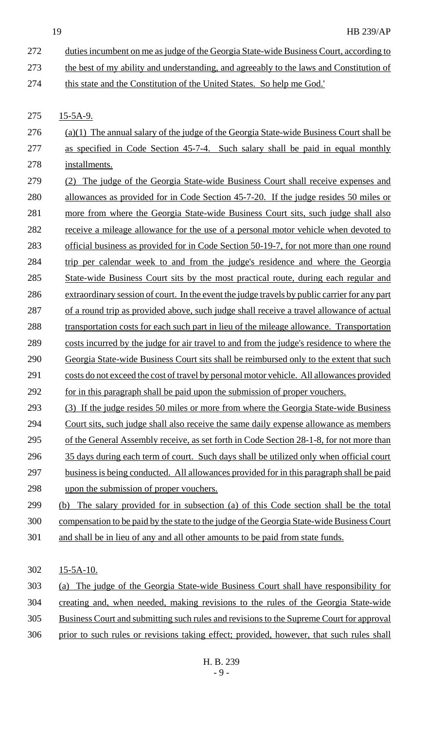duties incumbent on me as judge of the Georgia State-wide Business Court, according to the best of my ability and understanding, and agreeably to the laws and Constitution of this state and the Constitution of the United States. So help me God.'

15-5A-9.

(a)(1) The annual salary of the judge of the Georgia State-wide Business Court shall be as specified in Code Section 45-7-4. Such salary shall be paid in equal monthly installments.

(2) The judge of the Georgia State-wide Business Court shall receive expenses and allowances as provided for in Code Section 45-7-20. If the judge resides 50 miles or more from where the Georgia State-wide Business Court sits, such judge shall also receive a mileage allowance for the use of a personal motor vehicle when devoted to official business as provided for in Code Section 50-19-7, for not more than one round trip per calendar week to and from the judge's residence and where the Georgia State-wide Business Court sits by the most practical route, during each regular and extraordinary session of court. In the event the judge travels by public carrier for any part of a round trip as provided above, such judge shall receive a travel allowance of actual transportation costs for each such part in lieu of the mileage allowance. Transportation costs incurred by the judge for air travel to and from the judge's residence to where the Georgia State-wide Business Court sits shall be reimbursed only to the extent that such costs do not exceed the cost of travel by personal motor vehicle. All allowances provided for in this paragraph shall be paid upon the submission of proper vouchers.

(3) If the judge resides 50 miles or more from where the Georgia State-wide Business Court sits, such judge shall also receive the same daily expense allowance as members of the General Assembly receive, as set forth in Code Section 28-1-8, for not more than 35 days during each term of court. Such days shall be utilized only when official court business is being conducted. All allowances provided for in this paragraph shall be paid upon the submission of proper vouchers.

(b) The salary provided for in subsection (a) of this Code section shall be the total compensation to be paid by the state to the judge of the Georgia State-wide Business Court and shall be in lieu of any and all other amounts to be paid from state funds.

15-5A-10.

(a) The judge of the Georgia State-wide Business Court shall have responsibility for creating and, when needed, making revisions to the rules of the Georgia State-wide Business Court and submitting such rules and revisions to the Supreme Court for approval prior to such rules or revisions taking effect; provided, however, that such rules shall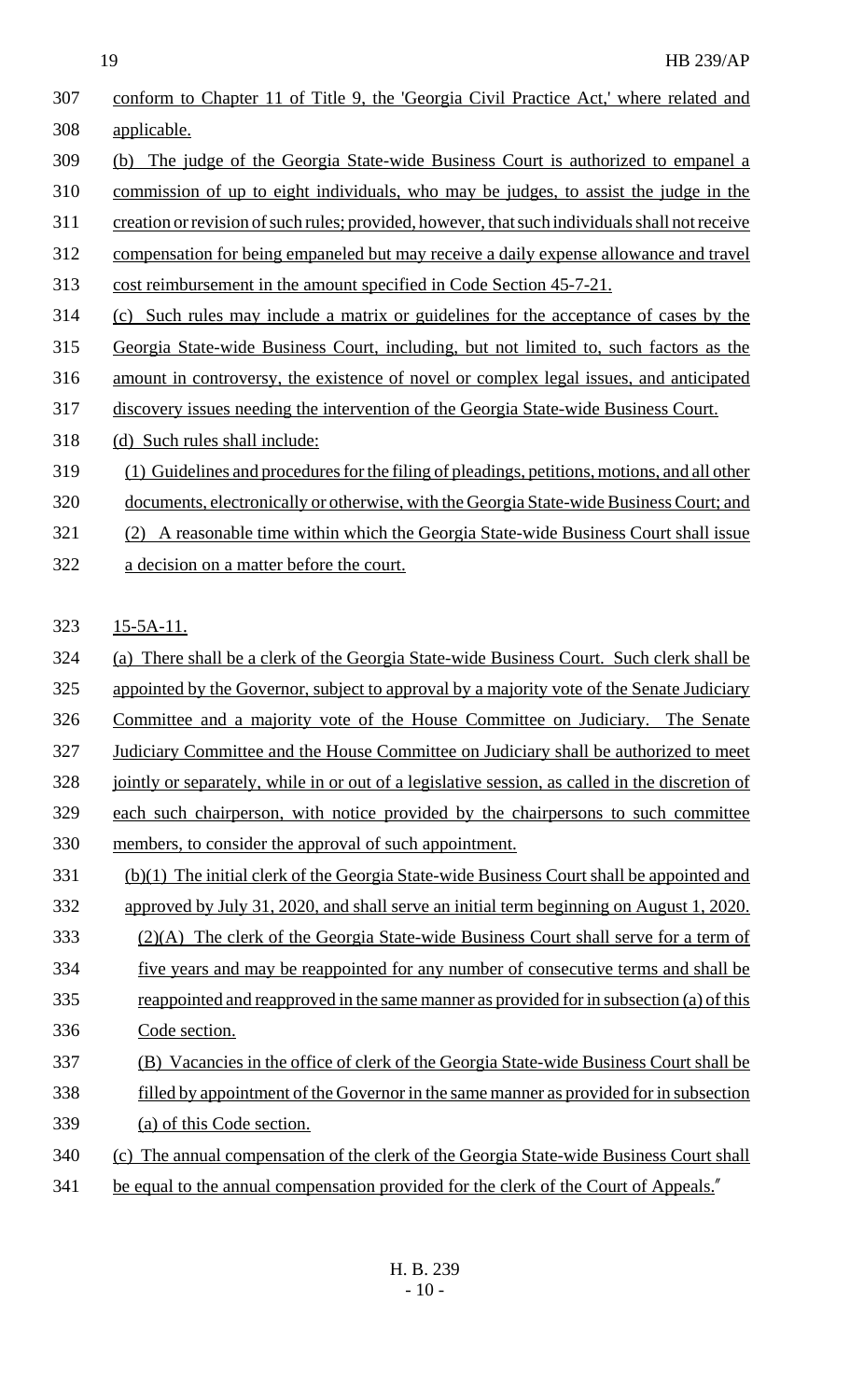conform to Chapter 11 of Title 9, the 'Georgia Civil Practice Act,' where related and applicable.

(b) The judge of the Georgia State-wide Business Court is authorized to empanel a commission of up to eight individuals, who may be judges, to assist the judge in the creation or revision of such rules; provided, however, that such individuals shall not receive compensation for being empaneled but may receive a daily expense allowance and travel cost reimbursement in the amount specified in Code Section 45-7-21.

(c) Such rules may include a matrix or guidelines for the acceptance of cases by the Georgia State-wide Business Court, including, but not limited to, such factors as the amount in controversy, the existence of novel or complex legal issues, and anticipated discovery issues needing the intervention of the Georgia State-wide Business Court.

(d) Such rules shall include:

(1) Guidelines and procedures for the filing of pleadings, petitions, motions, and all other documents, electronically or otherwise, with the Georgia State-wide Business Court; and

(2) A reasonable time within which the Georgia State-wide Business Court shall issue a decision on a matter before the court.

15-5A-11.

(a) There shall be a clerk of the Georgia State-wide Business Court. Such clerk shall be appointed by the Governor, subject to approval by a majority vote of the Senate Judiciary Committee and a majority vote of the House Committee on Judiciary. The Senate Judiciary Committee and the House Committee on Judiciary shall be authorized to meet jointly or separately, while in or out of a legislative session, as called in the discretion of each such chairperson, with notice provided by the chairpersons to such committee members, to consider the approval of such appointment.

(b)(1) The initial clerk of the Georgia State-wide Business Court shall be appointed and approved by July 31, 2020, and shall serve an initial term beginning on August 1, 2020.

(2)(A) The clerk of the Georgia State-wide Business Court shall serve for a term of five years and may be reappointed for any number of consecutive terms and shall be reappointed and reapproved in the same manner as provided for in subsection (a) of this Code section.

(B) Vacancies in the office of clerk of the Georgia State-wide Business Court shall be filled by appointment of the Governor in the same manner as provided for in subsection (a) of this Code section.

(c) The annual compensation of the clerk of the Georgia State-wide Business Court shall be equal to the annual compensation provided for the clerk of the Court of Appeals."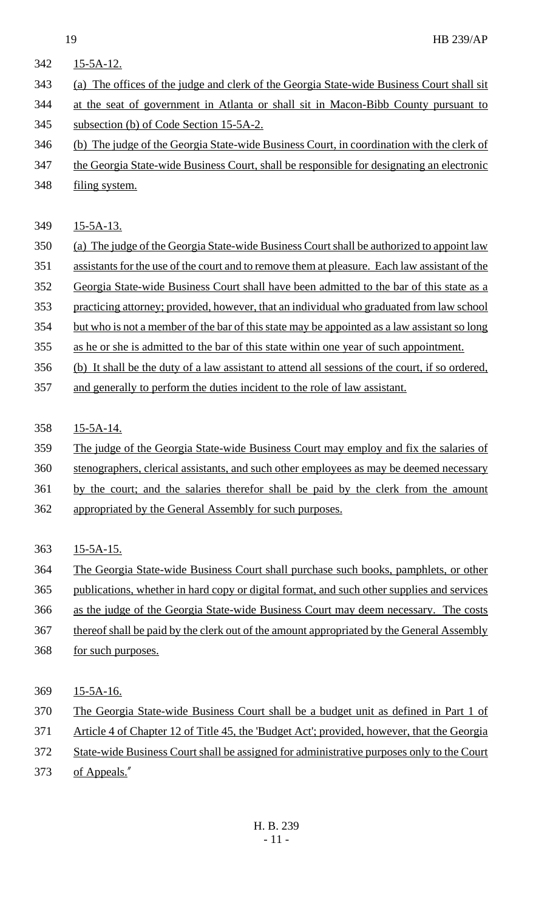15-5A-12.

(a) The offices of the judge and clerk of the Georgia State-wide Business Court shall sit at the seat of government in Atlanta or shall sit in Macon-Bibb County pursuant to subsection (b) of Code Section 15-5A-2.

(b) The judge of the Georgia State-wide Business Court, in coordination with the clerk of the Georgia State-wide Business Court, shall be responsible for designating an electronic filing system.

15-5A-13.

(a) The judge of the Georgia State-wide Business Court shall be authorized to appoint law assistants for the use of the court and to remove them at pleasure. Each law assistant of the Georgia State-wide Business Court shall have been admitted to the bar of this state as a practicing attorney; provided, however, that an individual who graduated from law school but who is not a member of the bar of this state may be appointed as a law assistant so long as he or she is admitted to the bar of this state within one year of such appointment.

(b) It shall be the duty of a law assistant to attend all sessions of the court, if so ordered, and generally to perform the duties incident to the role of law assistant.

15-5A-14.

The judge of the Georgia State-wide Business Court may employ and fix the salaries of stenographers, clerical assistants, and such other employees as may be deemed necessary by the court; and the salaries therefor shall be paid by the clerk from the amount appropriated by the General Assembly for such purposes.

15-5A-15.

The Georgia State-wide Business Court shall purchase such books, pamphlets, or other publications, whether in hard copy or digital format, and such other supplies and services as the judge of the Georgia State-wide Business Court may deem necessary. The costs thereof shall be paid by the clerk out of the amount appropriated by the General Assembly for such purposes.

15-5A-16.

The Georgia State-wide Business Court shall be a budget unit as defined in Part 1 of Article 4 of Chapter 12 of Title 45, the 'Budget Act'; provided, however, that the Georgia State-wide Business Court shall be assigned for administrative purposes only to the Court of Appeals."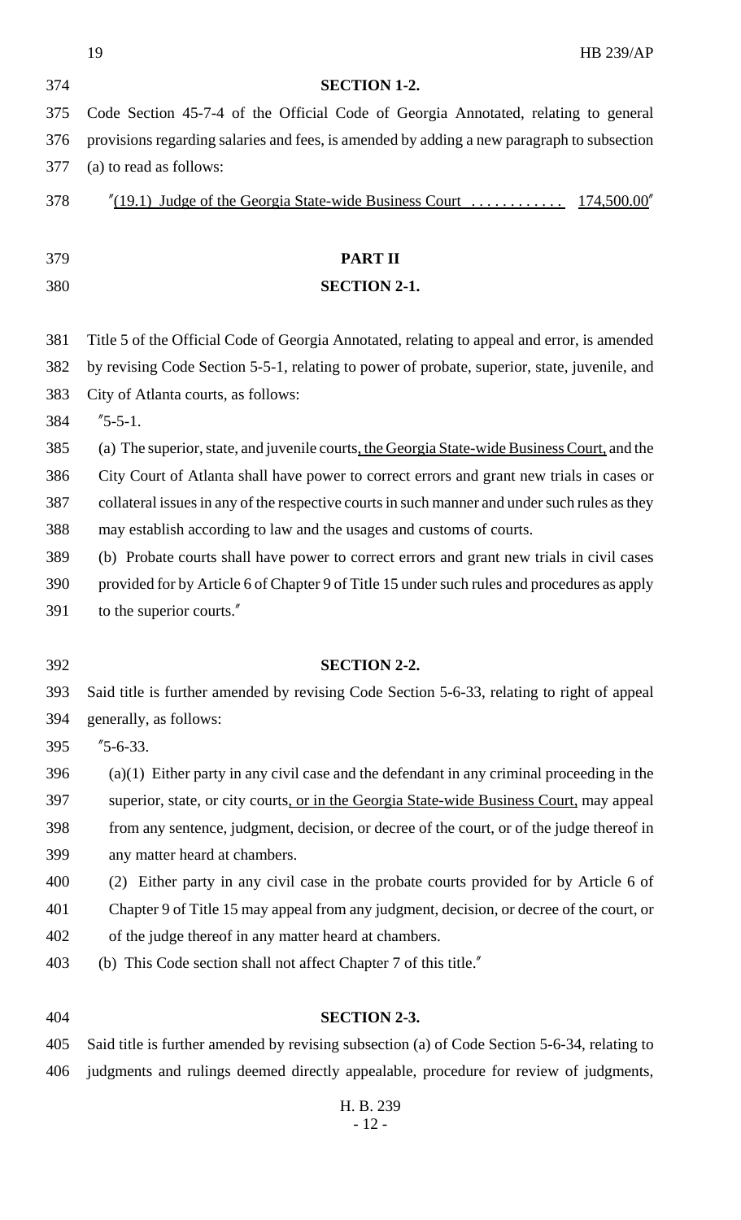**SECTION 1-2.**

Code Section 45-7-4 of the Official Code of Georgia Annotated, relating to general provisions regarding salaries and fees, is amended by adding a new paragraph to subsection (a) to read as follows:

"(19.1) Judge of the Georgia State-wide Business Court ............ 174,500.00"

**PART II**

**SECTION 2-1.**

Title 5 of the Official Code of Georgia Annotated, relating to appeal and error, is amended by revising Code Section 5-5-1, relating to power of probate, superior, state, juvenile, and City of Atlanta courts, as follows:

"5-5-1.

(a) The superior, state, and juvenile courts, the Georgia State-wide Business Court, and the City Court of Atlanta shall have power to correct errors and grant new trials in cases or collateral issues in any of the respective courts in such manner and under such rules as they may establish according to law and the usages and customs of courts.

(b) Probate courts shall have power to correct errors and grant new trials in civil cases provided for by Article 6 of Chapter 9 of Title 15 under such rules and procedures as apply to the superior courts."

**SECTION 2-2.**

Said title is further amended by revising Code Section 5-6-33, relating to right of appeal generally, as follows:

"5-6-33.

(a)(1) Either party in any civil case and the defendant in any criminal proceeding in the superior, state, or city courts, or in the Georgia State-wide Business Court, may appeal from any sentence, judgment, decision, or decree of the court, or of the judge thereof in any matter heard at chambers.

(2) Either party in any civil case in the probate courts provided for by Article 6 of Chapter 9 of Title 15 may appeal from any judgment, decision, or decree of the court, or of the judge thereof in any matter heard at chambers.

(b) This Code section shall not affect Chapter 7 of this title."

**SECTION 2-3.**

Said title is further amended by revising subsection (a) of Code Section 5-6-34, relating to judgments and rulings deemed directly appealable, procedure for review of judgments,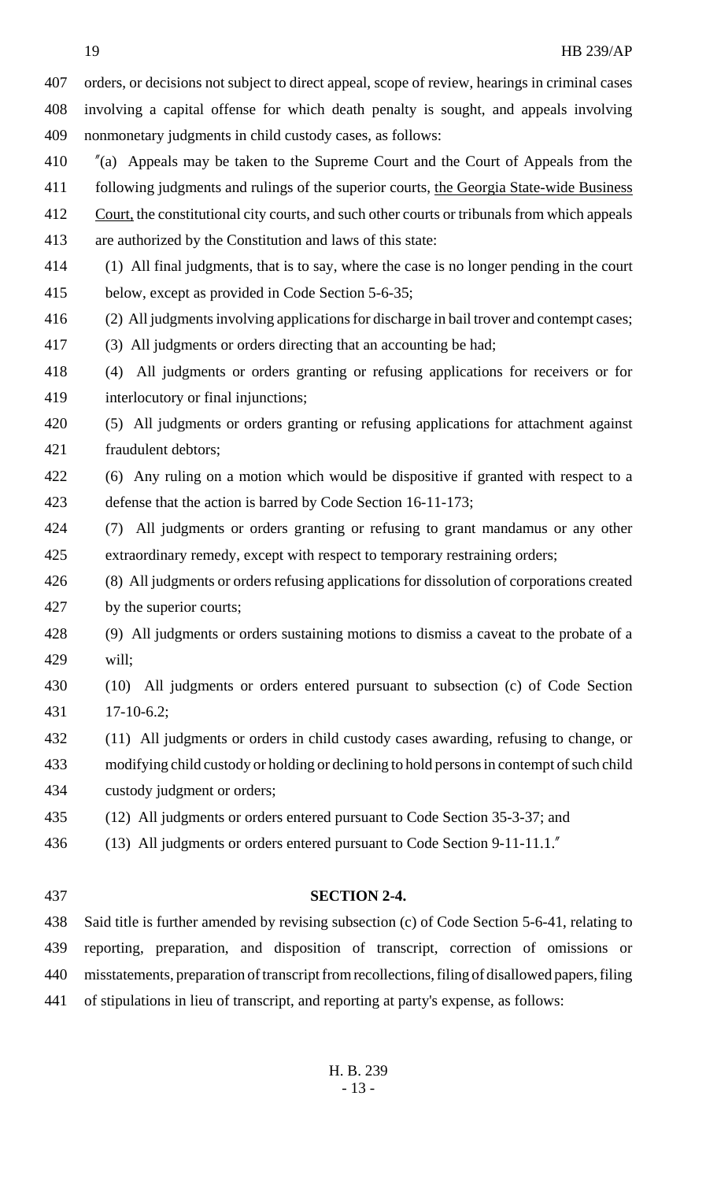orders, or decisions not subject to direct appeal, scope of review, hearings in criminal cases involving a capital offense for which death penalty is sought, and appeals involving nonmonetary judgments in child custody cases, as follows:

"(a) Appeals may be taken to the Supreme Court and the Court of Appeals from the following judgments and rulings of the superior courts, <u>the Georgia State-wide Business Court,</u> the constitutional city courts, and such other courts or tribunals from which appeals are authorized by the Constitution and laws of this state:

(1) All final judgments, that is to say, where the case is no longer pending in the court below, except as provided in Code Section 5-6-35;

(2) All judgments involving applications for discharge in bail trover and contempt cases;

(3) All judgments or orders directing that an accounting be had;

(4) All judgments or orders granting or refusing applications for receivers or for interlocutory or final injunctions;

(5) All judgments or orders granting or refusing applications for attachment against fraudulent debtors;

(6) Any ruling on a motion which would be dispositive if granted with respect to a defense that the action is barred by Code Section 16-11-173;

(7) All judgments or orders granting or refusing to grant mandamus or any other extraordinary remedy, except with respect to temporary restraining orders;

(8) All judgments or orders refusing applications for dissolution of corporations created by the superior courts;

(9) All judgments or orders sustaining motions to dismiss a caveat to the probate of a will;

(10) All judgments or orders entered pursuant to subsection (c) of Code Section 17-10-6.2;

(11) All judgments or orders in child custody cases awarding, refusing to change, or modifying child custody or holding or declining to hold persons in contempt of such child custody judgment or orders;

(12) All judgments or orders entered pursuant to Code Section 35-3-37; and

(13) All judgments or orders entered pursuant to Code Section 9-11-11.1."

**SECTION 2-4.**

Said title is further amended by revising subsection (c) of Code Section 5-6-41, relating to reporting, preparation, and disposition of transcript, correction of omissions or misstatements, preparation of transcript from recollections, filing of disallowed papers, filing of stipulations in lieu of transcript, and reporting at party's expense, as follows: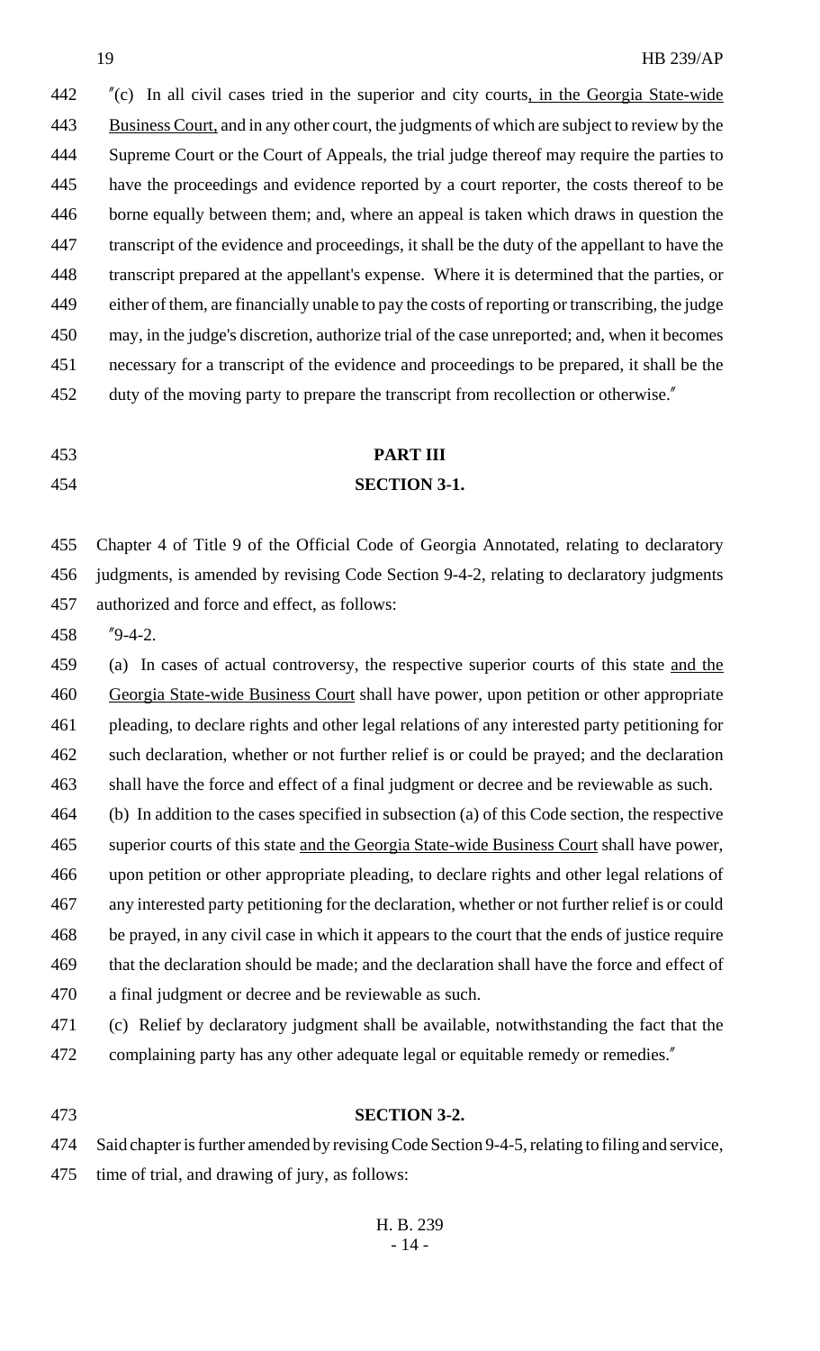"(c) In all civil cases tried in the superior and city courts, in the Georgia State-wide Business Court, and in any other court, the judgments of which are subject to review by the Supreme Court or the Court of Appeals, the trial judge thereof may require the parties to have the proceedings and evidence reported by a court reporter, the costs thereof to be borne equally between them; and, where an appeal is taken which draws in question the transcript of the evidence and proceedings, it shall be the duty of the appellant to have the transcript prepared at the appellant's expense. Where it is determined that the parties, or either of them, are financially unable to pay the costs of reporting or transcribing, the judge may, in the judge's discretion, authorize trial of the case unreported; and, when it becomes necessary for a transcript of the evidence and proceedings to be prepared, it shall be the duty of the moving party to prepare the transcript from recollection or otherwise."

**PART III**

**SECTION 3-1.**

Chapter 4 of Title 9 of the Official Code of Georgia Annotated, relating to declaratory judgments, is amended by revising Code Section 9-4-2, relating to declaratory judgments authorized and force and effect, as follows:

"9-4-2.

(a) In cases of actual controversy, the respective superior courts of this state and the Georgia State-wide Business Court shall have power, upon petition or other appropriate pleading, to declare rights and other legal relations of any interested party petitioning for such declaration, whether or not further relief is or could be prayed; and the declaration shall have the force and effect of a final judgment or decree and be reviewable as such.

(b) In addition to the cases specified in subsection (a) of this Code section, the respective superior courts of this state and the Georgia State-wide Business Court shall have power, upon petition or other appropriate pleading, to declare rights and other legal relations of any interested party petitioning for the declaration, whether or not further relief is or could be prayed, in any civil case in which it appears to the court that the ends of justice require that the declaration should be made; and the declaration shall have the force and effect of a final judgment or decree and be reviewable as such.

(c) Relief by declaratory judgment shall be available, notwithstanding the fact that the complaining party has any other adequate legal or equitable remedy or remedies."

**SECTION 3-2.**

Said chapter is further amended by revising Code Section 9-4-5, relating to filing and service, time of trial, and drawing of jury, as follows: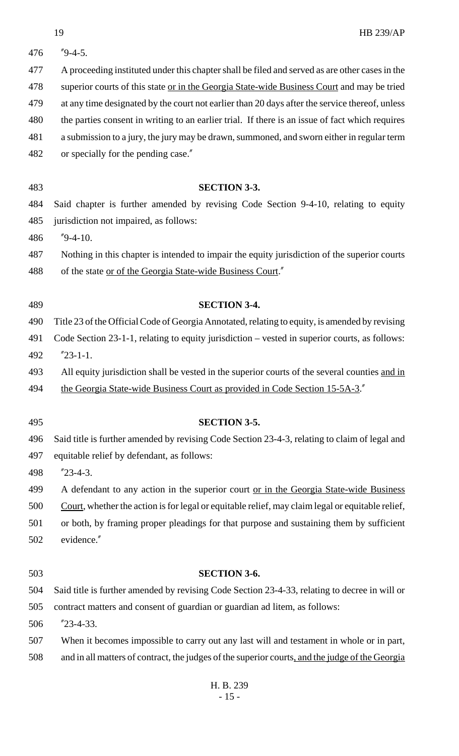"9-4-5.

A proceeding instituted under this chapter shall be filed and served as are other cases in the superior courts of this state <u>or in the Georgia State-wide Business Court</u> and may be tried at any time designated by the court not earlier than 20 days after the service thereof, unless the parties consent in writing to an earlier trial. If there is an issue of fact which requires a submission to a jury, the jury may be drawn, summoned, and sworn either in regular term or specially for the pending case."

**SECTION 3-3.**

Said chapter is further amended by revising Code Section 9-4-10, relating to equity jurisdiction not impaired, as follows:

"9-4-10.

Nothing in this chapter is intended to impair the equity jurisdiction of the superior courts of the state <u>or of the Georgia State-wide Business Court</u>."

**SECTION 3-4.**

Title 23 of the Official Code of Georgia Annotated, relating to equity, is amended by revising Code Section 23-1-1, relating to equity jurisdiction – vested in superior courts, as follows:

"23-1-1.

All equity jurisdiction shall be vested in the superior courts of the several counties <u>and in the Georgia State-wide Business Court as provided in Code Section 15-5A-3</u>."

**SECTION 3-5.**

Said title is further amended by revising Code Section 23-4-3, relating to claim of legal and equitable relief by defendant, as follows:

"23-4-3.

A defendant to any action in the superior court <u>or in the Georgia State-wide Business Court</u>, whether the action is for legal or equitable relief, may claim legal or equitable relief, or both, by framing proper pleadings for that purpose and sustaining them by sufficient evidence."

**SECTION 3-6.**

Said title is further amended by revising Code Section 23-4-33, relating to decree in will or contract matters and consent of guardian or guardian ad litem, as follows:

"23-4-33.

When it becomes impossible to carry out any last will and testament in whole or in part, and in all matters of contract, the judges of the superior courts<u>, and the judge of the Georgia</u>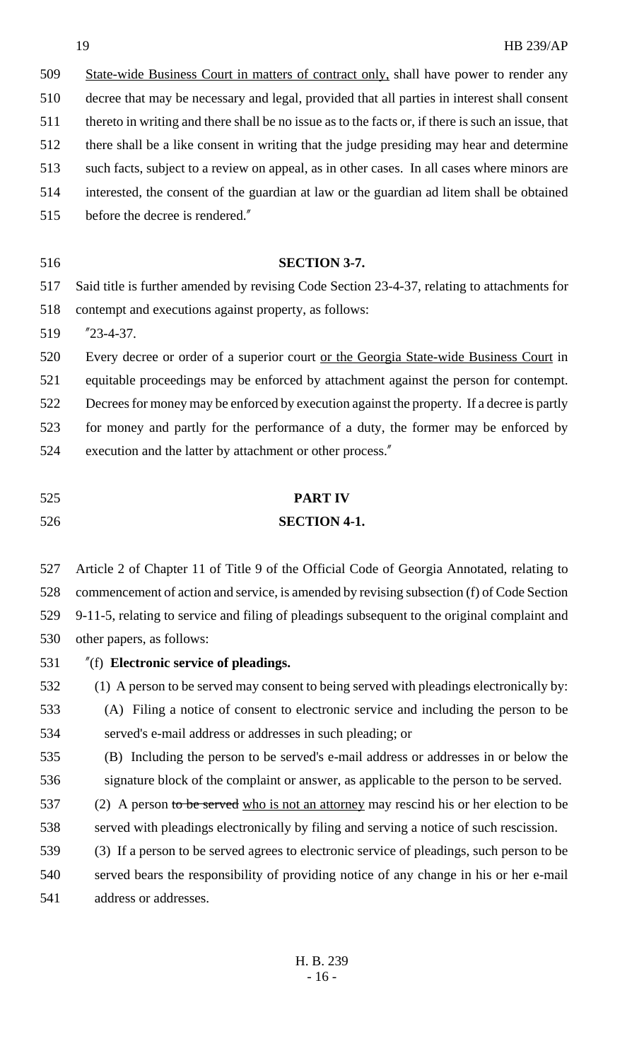State-wide Business Court in matters of contract only, shall have power to render any decree that may be necessary and legal, provided that all parties in interest shall consent thereto in writing and there shall be no issue as to the facts or, if there is such an issue, that there shall be a like consent in writing that the judge presiding may hear and determine such facts, subject to a review on appeal, as in other cases. In all cases where minors are interested, the consent of the guardian at law or the guardian ad litem shall be obtained before the decree is rendered."

**SECTION 3-7.**

Said title is further amended by revising Code Section 23-4-37, relating to attachments for contempt and executions against property, as follows:

"23-4-37.

Every decree or order of a superior court or the Georgia State-wide Business Court in equitable proceedings may be enforced by attachment against the person for contempt. Decrees for money may be enforced by execution against the property. If a decree is partly for money and partly for the performance of a duty, the former may be enforced by execution and the latter by attachment or other process."

**PART IV**

**SECTION 4-1.**

Article 2 of Chapter 11 of Title 9 of the Official Code of Georgia Annotated, relating to commencement of action and service, is amended by revising subsection (f) of Code Section 9-11-5, relating to service and filing of pleadings subsequent to the original complaint and other papers, as follows:

"(f) **Electronic service of pleadings.**

(1) A person to be served may consent to being served with pleadings electronically by:

(A) Filing a notice of consent to electronic service and including the person to be served's e-mail address or addresses in such pleading; or

(B) Including the person to be served's e-mail address or addresses in or below the signature block of the complaint or answer, as applicable to the person to be served.

(2) A person ~~to be served~~ who is not an attorney may rescind his or her election to be served with pleadings electronically by filing and serving a notice of such rescission.

(3) If a person to be served agrees to electronic service of pleadings, such person to be served bears the responsibility of providing notice of any change in his or her e-mail address or addresses.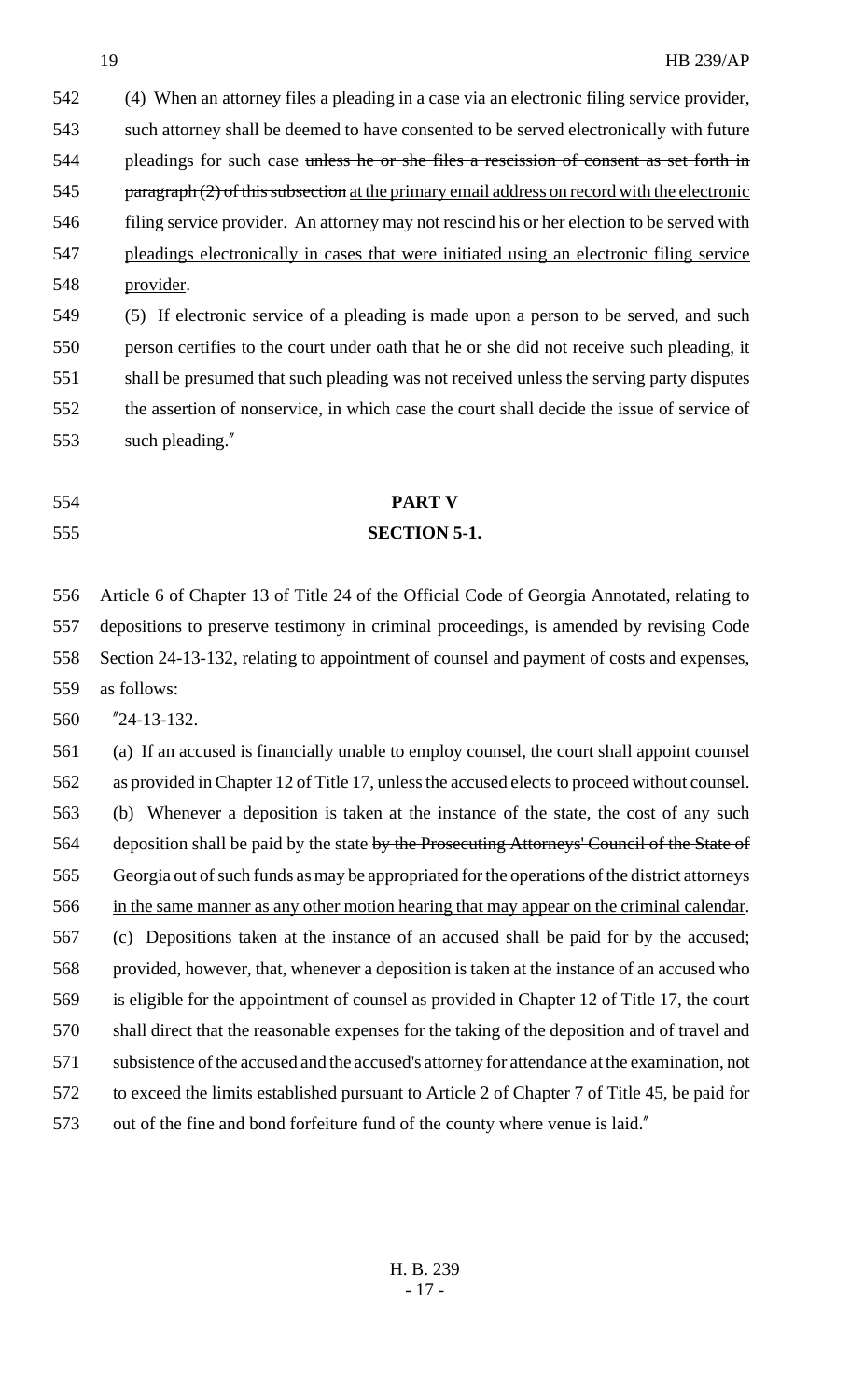(4) When an attorney files a pleading in a case via an electronic filing service provider, such attorney shall be deemed to have consented to be served electronically with future pleadings for such case ~~unless he or she files a rescission of consent as set forth in paragraph (2) of this subsection~~ <u>at the primary email address on record with the electronic filing service provider. An attorney may not rescind his or her election to be served with pleadings electronically in cases that were initiated using an electronic filing service provider</u>.

(5) If electronic service of a pleading is made upon a person to be served, and such person certifies to the court under oath that he or she did not receive such pleading, it shall be presumed that such pleading was not received unless the serving party disputes the assertion of nonservice, in which case the court shall decide the issue of service of such pleading."

**PART V**

**SECTION 5-1.**

Article 6 of Chapter 13 of Title 24 of the Official Code of Georgia Annotated, relating to depositions to preserve testimony in criminal proceedings, is amended by revising Code Section 24-13-132, relating to appointment of counsel and payment of costs and expenses, as follows:

"24-13-132.

(a) If an accused is financially unable to employ counsel, the court shall appoint counsel as provided in Chapter 12 of Title 17, unless the accused elects to proceed without counsel.

(b) Whenever a deposition is taken at the instance of the state, the cost of any such deposition shall be paid by the state ~~by the Prosecuting Attorneys' Council of the State of Georgia out of such funds as may be appropriated for the operations of the district attorneys~~ <u>in the same manner as any other motion hearing that may appear on the criminal calendar</u>.

(c) Depositions taken at the instance of an accused shall be paid for by the accused; provided, however, that, whenever a deposition is taken at the instance of an accused who is eligible for the appointment of counsel as provided in Chapter 12 of Title 17, the court shall direct that the reasonable expenses for the taking of the deposition and of travel and subsistence of the accused and the accused's attorney for attendance at the examination, not to exceed the limits established pursuant to Article 2 of Chapter 7 of Title 45, be paid for out of the fine and bond forfeiture fund of the county where venue is laid."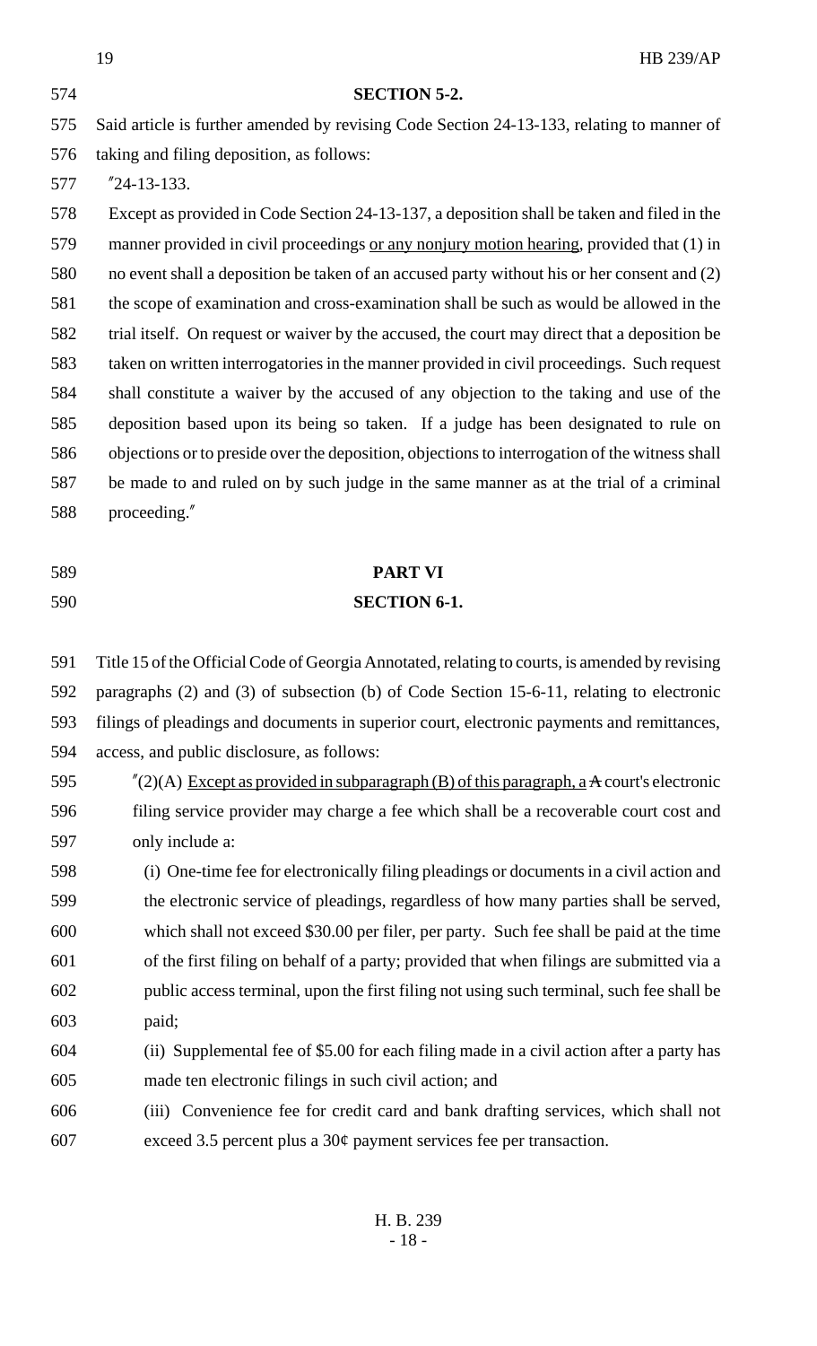**SECTION 5-2.**

Said article is further amended by revising Code Section 24-13-133, relating to manner of taking and filing deposition, as follows:

"24-13-133.

Except as provided in Code Section 24-13-137, a deposition shall be taken and filed in the manner provided in civil proceedings <u>or any nonjury motion hearing</u>, provided that (1) in no event shall a deposition be taken of an accused party without his or her consent and (2) the scope of examination and cross-examination shall be such as would be allowed in the trial itself. On request or waiver by the accused, the court may direct that a deposition be taken on written interrogatories in the manner provided in civil proceedings. Such request shall constitute a waiver by the accused of any objection to the taking and use of the deposition based upon its being so taken. If a judge has been designated to rule on objections or to preside over the deposition, objections to interrogation of the witness shall be made to and ruled on by such judge in the same manner as at the trial of a criminal proceeding."

**PART VI**

**SECTION 6-1.**

Title 15 of the Official Code of Georgia Annotated, relating to courts, is amended by revising paragraphs (2) and (3) of subsection (b) of Code Section 15-6-11, relating to electronic filings of pleadings and documents in superior court, electronic payments and remittances, access, and public disclosure, as follows:

"(2)(A) <u>Except as provided in subparagraph (B) of this paragraph, a</u> ~~A~~ court's electronic filing service provider may charge a fee which shall be a recoverable court cost and only include a:

(i) One-time fee for electronically filing pleadings or documents in a civil action and the electronic service of pleadings, regardless of how many parties shall be served, which shall not exceed $30.00 per filer, per party. Such fee shall be paid at the time of the first filing on behalf of a party; provided that when filings are submitted via a public access terminal, upon the first filing not using such terminal, such fee shall be paid;

(ii) Supplemental fee of $5.00 for each filing made in a civil action after a party has made ten electronic filings in such civil action; and

(iii) Convenience fee for credit card and bank drafting services, which shall not exceed 3.5 percent plus a 30¢ payment services fee per transaction.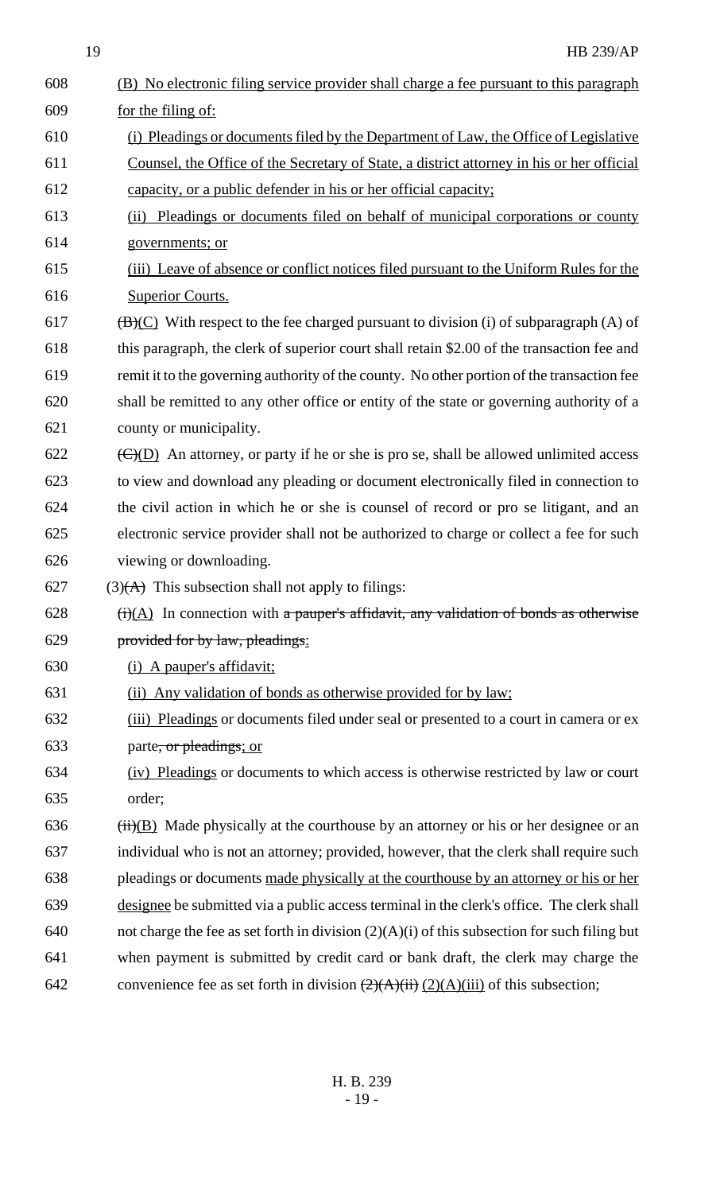608 (B) No electronic filing service provider shall charge a fee pursuant to this paragraph
609 for the filing of:

610 (i) Pleadings or documents filed by the Department of Law, the Office of Legislative
611 Counsel, the Office of the Secretary of State, a district attorney in his or her official
612 capacity, or a public defender in his or her official capacity;

613 (ii) Pleadings or documents filed on behalf of municipal corporations or county
614 governments; or

615 (iii) Leave of absence or conflict notices filed pursuant to the Uniform Rules for the
616 Superior Courts.

617 ~~(B)~~(C) With respect to the fee charged pursuant to division (i) of subparagraph (A) of
618 this paragraph, the clerk of superior court shall retain $2.00 of the transaction fee and
619 remit it to the governing authority of the county. No other portion of the transaction fee
620 shall be remitted to any other office or entity of the state or governing authority of a
621 county or municipality.

622 ~~(C)~~(D) An attorney, or party if he or she is pro se, shall be allowed unlimited access
623 to view and download any pleading or document electronically filed in connection to
624 the civil action in which he or she is counsel of record or pro se litigant, and an
625 electronic service provider shall not be authorized to charge or collect a fee for such
626 viewing or downloading.

627 (3)~~(A)~~ This subsection shall not apply to filings:

628 ~~(i)~~(A) In connection with ~~a pauper's affidavit, any validation of bonds as otherwise~~
629 ~~provided for by law, pleadings~~:

630 (i) A pauper's affidavit;

631 (ii) Any validation of bonds as otherwise provided for by law;

632 (iii) Pleadings or documents filed under seal or presented to a court in camera or ex
633 parte~~, or pleadings~~; or

634 (iv) Pleadings or documents to which access is otherwise restricted by law or court
635 order;

636 ~~(ii)~~(B) Made physically at the courthouse by an attorney or his or her designee or an
637 individual who is not an attorney; provided, however, that the clerk shall require such
638 pleadings or documents made physically at the courthouse by an attorney or his or her
639 designee be submitted via a public access terminal in the clerk's office. The clerk shall
640 not charge the fee as set forth in division (2)(A)(i) of this subsection for such filing but
641 when payment is submitted by credit card or bank draft, the clerk may charge the
642 convenience fee as set forth in division ~~(2)(A)(ii)~~ (2)(A)(iii) of this subsection;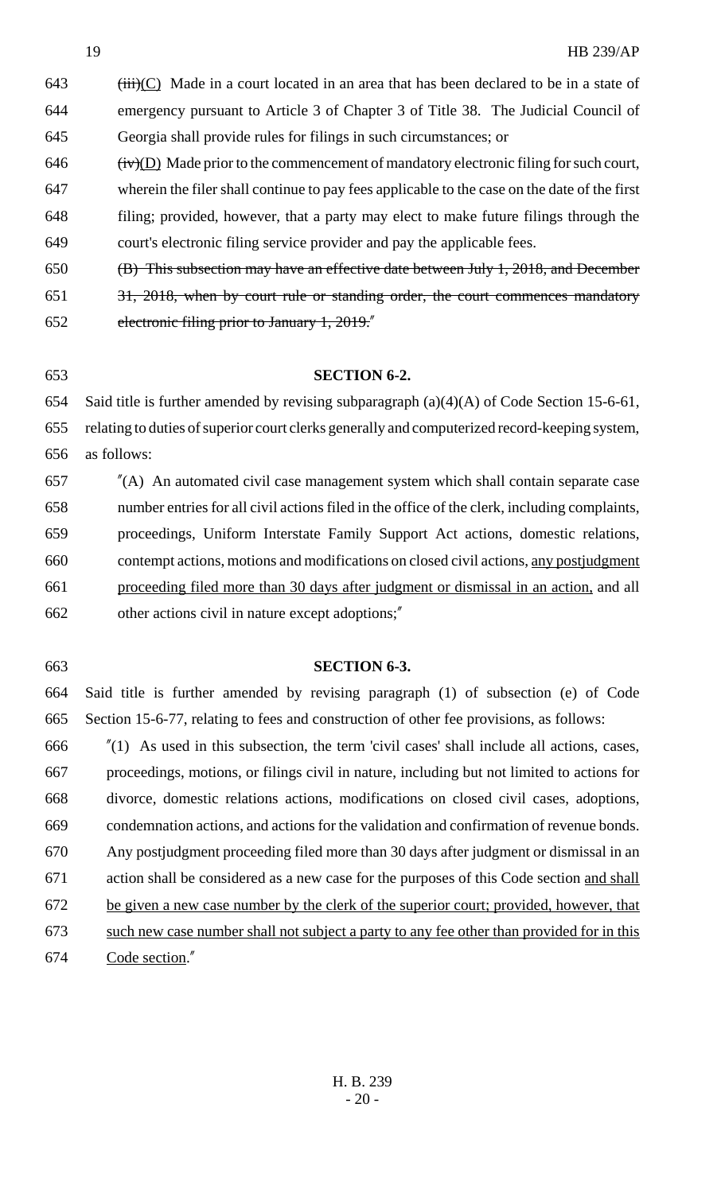643 ~~(iii)~~<u>(C)</u> Made in a court located in an area that has been declared to be in a state of emergency pursuant to Article 3 of Chapter 3 of Title 38. The Judicial Council of Georgia shall provide rules for filings in such circumstances; or

646 ~~(iv)~~<u>(D)</u> Made prior to the commencement of mandatory electronic filing for such court, wherein the filer shall continue to pay fees applicable to the case on the date of the first filing; provided, however, that a party may elect to make future filings through the court's electronic filing service provider and pay the applicable fees.

650 ~~(B) This subsection may have an effective date between July 1, 2018, and December 31, 2018, when by court rule or standing order, the court commences mandatory electronic filing prior to January 1, 2019.~~"

## SECTION 6-2.

654 Said title is further amended by revising subparagraph (a)(4)(A) of Code Section 15-6-61, relating to duties of superior court clerks generally and computerized record-keeping system, as follows:

657 "(A) An automated civil case management system which shall contain separate case number entries for all civil actions filed in the office of the clerk, including complaints, proceedings, Uniform Interstate Family Support Act actions, domestic relations, contempt actions, motions and modifications on closed civil actions, <u>any postjudgment proceeding filed more than 30 days after judgment or dismissal in an action,</u> and all other actions civil in nature except adoptions;"

## SECTION 6-3.

664 Said title is further amended by revising paragraph (1) of subsection (e) of Code Section 15-6-77, relating to fees and construction of other fee provisions, as follows:

666 "(1) As used in this subsection, the term 'civil cases' shall include all actions, cases, proceedings, motions, or filings civil in nature, including but not limited to actions for divorce, domestic relations actions, modifications on closed civil cases, adoptions, condemnation actions, and actions for the validation and confirmation of revenue bonds. Any postjudgment proceeding filed more than 30 days after judgment or dismissal in an action shall be considered as a new case for the purposes of this Code section <u>and shall be given a new case number by the clerk of the superior court; provided, however, that such new case number shall not subject a party to any fee other than provided for in this Code section</u>."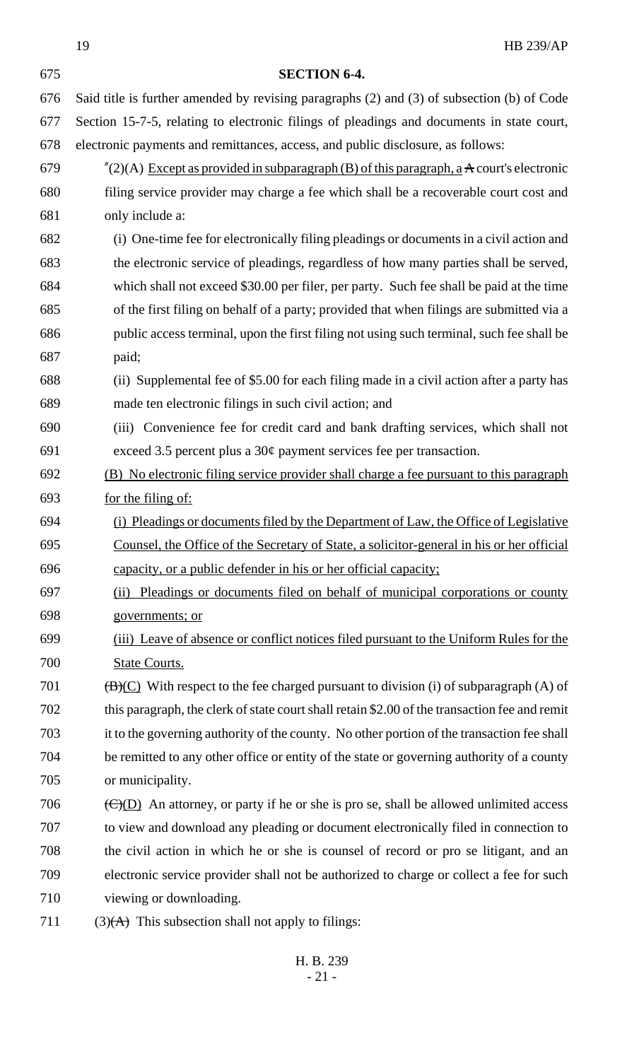**SECTION 6-4.**

Said title is further amended by revising paragraphs (2) and (3) of subsection (b) of Code Section 15-7-5, relating to electronic filings of pleadings and documents in state court, electronic payments and remittances, access, and public disclosure, as follows:

"(2)(A) Except as provided in subparagraph (B) of this paragraph, a ~~A~~ court's electronic filing service provider may charge a fee which shall be a recoverable court cost and only include a:

(i) One-time fee for electronically filing pleadings or documents in a civil action and the electronic service of pleadings, regardless of how many parties shall be served, which shall not exceed $30.00 per filer, per party. Such fee shall be paid at the time of the first filing on behalf of a party; provided that when filings are submitted via a public access terminal, upon the first filing not using such terminal, such fee shall be paid;

(ii) Supplemental fee of $5.00 for each filing made in a civil action after a party has made ten electronic filings in such civil action; and

(iii) Convenience fee for credit card and bank drafting services, which shall not exceed 3.5 percent plus a 30¢ payment services fee per transaction.

(B) No electronic filing service provider shall charge a fee pursuant to this paragraph for the filing of:

(i) Pleadings or documents filed by the Department of Law, the Office of Legislative Counsel, the Office of the Secretary of State, a solicitor-general in his or her official capacity, or a public defender in his or her official capacity;

(ii) Pleadings or documents filed on behalf of municipal corporations or county governments; or

(iii) Leave of absence or conflict notices filed pursuant to the Uniform Rules for the State Courts.

~~(B)~~(C) With respect to the fee charged pursuant to division (i) of subparagraph (A) of this paragraph, the clerk of state court shall retain $2.00 of the transaction fee and remit it to the governing authority of the county. No other portion of the transaction fee shall be remitted to any other office or entity of the state or governing authority of a county or municipality.

~~(C)~~(D) An attorney, or party if he or she is pro se, shall be allowed unlimited access to view and download any pleading or document electronically filed in connection to the civil action in which he or she is counsel of record or pro se litigant, and an electronic service provider shall not be authorized to charge or collect a fee for such viewing or downloading.

(3)~~(A)~~ This subsection shall not apply to filings: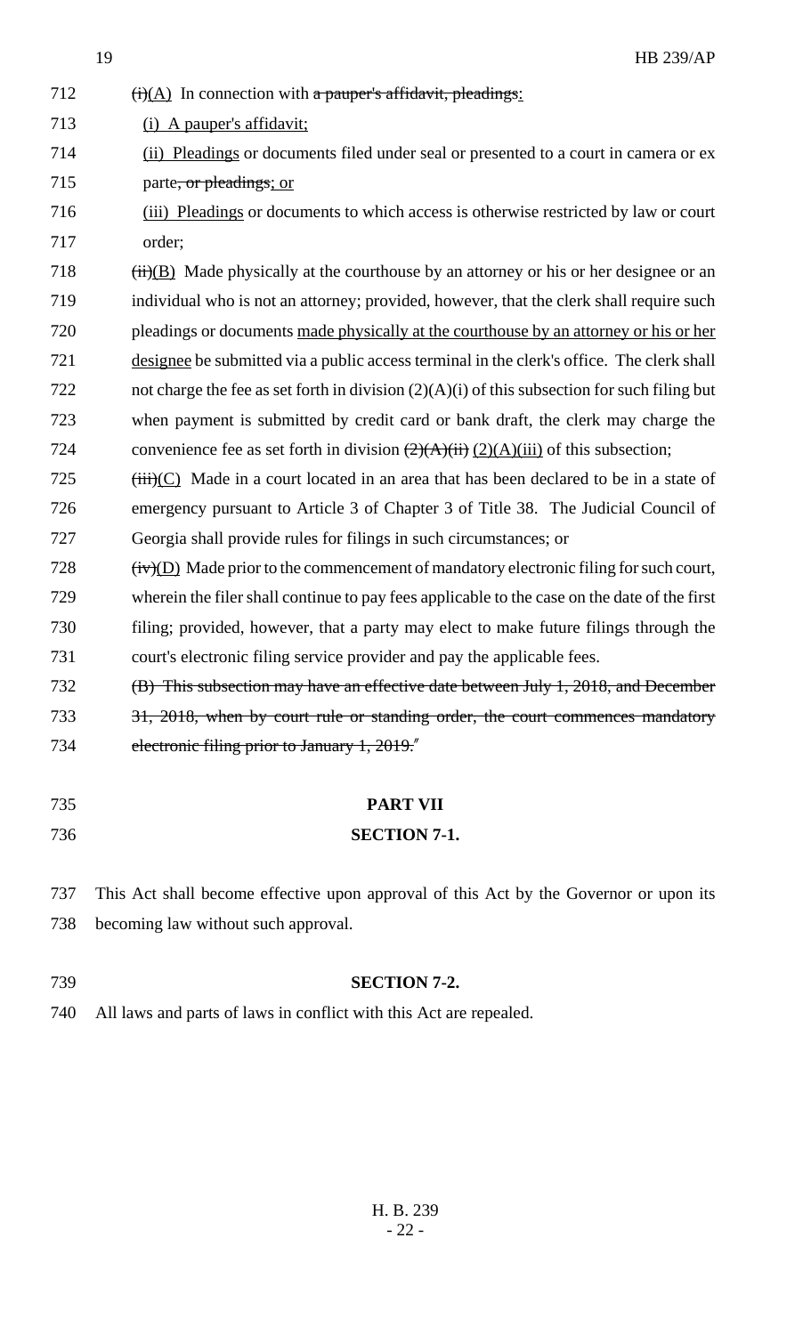712 ~~(i)~~(A) In connection with ~~a pauper's affidavit, pleadings~~:

713 (i) A pauper's affidavit;

714 (ii) Pleadings or documents filed under seal or presented to a court in camera or ex

715 parte~~, or pleadings~~; or

716 (iii) Pleadings or documents to which access is otherwise restricted by law or court

717 order;

718 ~~(ii)~~(B) Made physically at the courthouse by an attorney or his or her designee or an

719 individual who is not an attorney; provided, however, that the clerk shall require such

720 pleadings or documents made physically at the courthouse by an attorney or his or her

721 designee be submitted via a public access terminal in the clerk's office. The clerk shall

722 not charge the fee as set forth in division (2)(A)(i) of this subsection for such filing but

723 when payment is submitted by credit card or bank draft, the clerk may charge the

724 convenience fee as set forth in division ~~(2)(A)(ii)~~ (2)(A)(iii) of this subsection;

725 ~~(iii)~~(C) Made in a court located in an area that has been declared to be in a state of

726 emergency pursuant to Article 3 of Chapter 3 of Title 38. The Judicial Council of

727 Georgia shall provide rules for filings in such circumstances; or

728 ~~(iv)~~(D) Made prior to the commencement of mandatory electronic filing for such court,

729 wherein the filer shall continue to pay fees applicable to the case on the date of the first

730 filing; provided, however, that a party may elect to make future filings through the

731 court's electronic filing service provider and pay the applicable fees.

732 ~~(B) This subsection may have an effective date between July 1, 2018, and December~~

733 ~~31, 2018, when by court rule or standing order, the court commences mandatory~~

734 ~~electronic filing prior to January 1, 2019.~~"

735 **PART VII**

736 **SECTION 7-1.**

737 This Act shall become effective upon approval of this Act by the Governor or upon its

738 becoming law without such approval.

739 **SECTION 7-2.**

740 All laws and parts of laws in conflict with this Act are repealed.